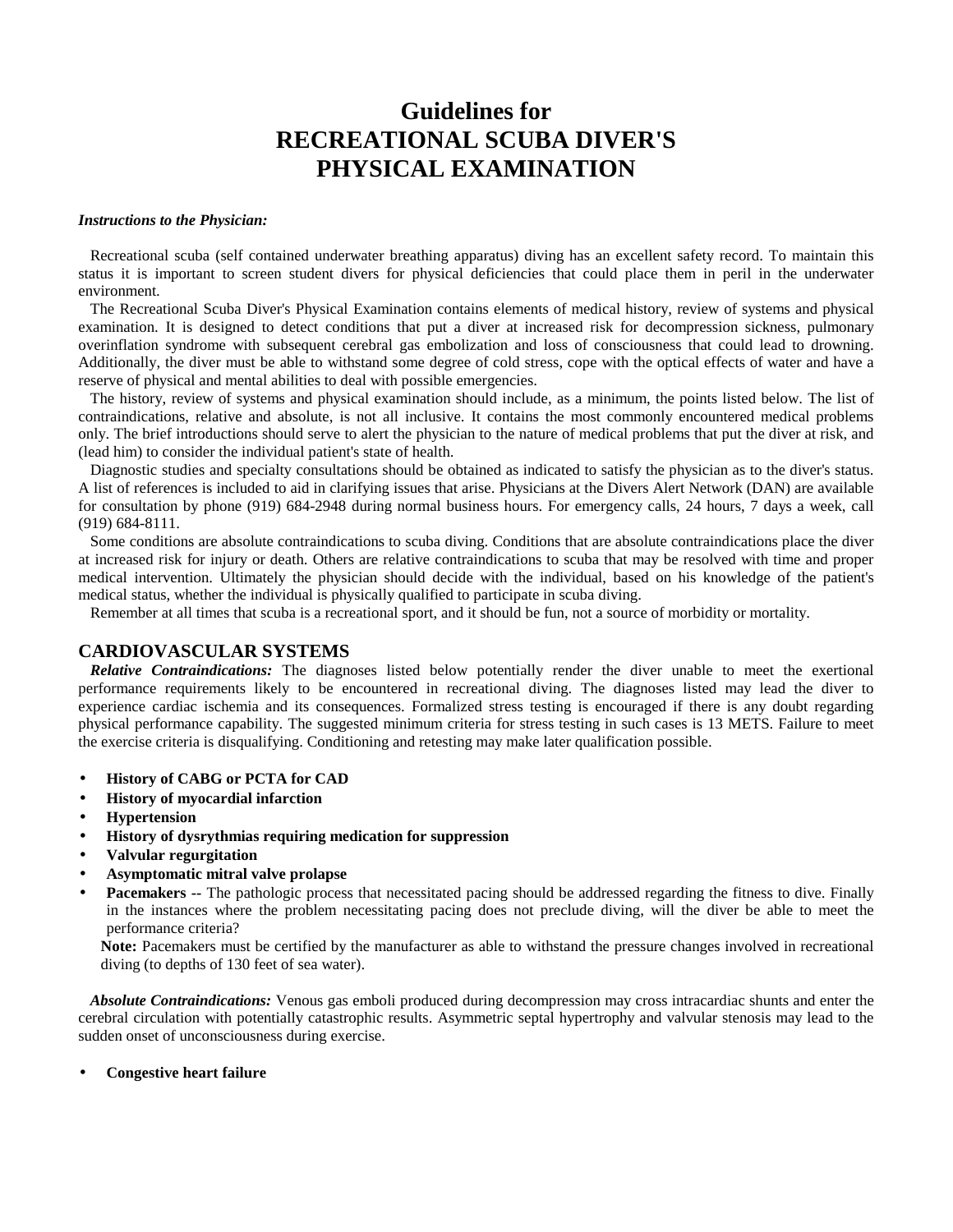# Guidelines for RECREATIONAL SCUBA DIVER'S PHYSICAL EXAMINATION

***Instructions to the Physician:***

Recreational scuba (self contained underwater breathing apparatus) diving has an excellent safety record. To maintain this status it is important to screen student divers for physical deficiencies that could place them in peril in the underwater environment.

The Recreational Scuba Diver's Physical Examination contains elements of medical history, review of systems and physical examination. It is designed to detect conditions that put a diver at increased risk for decompression sickness, pulmonary overinflation syndrome with subsequent cerebral gas embolization and loss of consciousness that could lead to drowning. Additionally, the diver must be able to withstand some degree of cold stress, cope with the optical effects of water and have a reserve of physical and mental abilities to deal with possible emergencies.

The history, review of systems and physical examination should include, as a minimum, the points listed below. The list of contraindications, relative and absolute, is not all inclusive. It contains the most commonly encountered medical problems only. The brief introductions should serve to alert the physician to the nature of medical problems that put the diver at risk, and (lead him) to consider the individual patient's state of health.

Diagnostic studies and specialty consultations should be obtained as indicated to satisfy the physician as to the diver's status. A list of references is included to aid in clarifying issues that arise. Physicians at the Divers Alert Network (DAN) are available for consultation by phone (919) 684-2948 during normal business hours. For emergency calls, 24 hours, 7 days a week, call (919) 684-8111.

Some conditions are absolute contraindications to scuba diving. Conditions that are absolute contraindications place the diver at increased risk for injury or death. Others are relative contraindications to scuba that may be resolved with time and proper medical intervention. Ultimately the physician should decide with the individual, based on his knowledge of the patient's medical status, whether the individual is physically qualified to participate in scuba diving.

Remember at all times that scuba is a recreational sport, and it should be fun, not a source of morbidity or mortality.

## CARDIOVASCULAR SYSTEMS

***Relative Contraindications:*** The diagnoses listed below potentially render the diver unable to meet the exertional performance requirements likely to be encountered in recreational diving. The diagnoses listed may lead the diver to experience cardiac ischemia and its consequences. Formalized stress testing is encouraged if there is any doubt regarding physical performance capability. The suggested minimum criteria for stress testing in such cases is 13 METS. Failure to meet the exercise criteria is disqualifying. Conditioning and retesting may make later qualification possible.

- **History of CABG or PCTA for CAD**
- **History of myocardial infarction**
- **Hypertension**
- **History of dysrythmias requiring medication for suppression**
- **Valvular regurgitation**
- **Asymptomatic mitral valve prolapse**
- **Pacemakers --** The pathologic process that necessitated pacing should be addressed regarding the fitness to dive. Finally in the instances where the problem necessitating pacing does not preclude diving, will the diver be able to meet the performance criteria?

  **Note:** Pacemakers must be certified by the manufacturer as able to withstand the pressure changes involved in recreational diving (to depths of 130 feet of sea water).

***Absolute Contraindications:*** Venous gas emboli produced during decompression may cross intracardiac shunts and enter the cerebral circulation with potentially catastrophic results. Asymmetric septal hypertrophy and valvular stenosis may lead to the sudden onset of unconsciousness during exercise.

- **Congestive heart failure**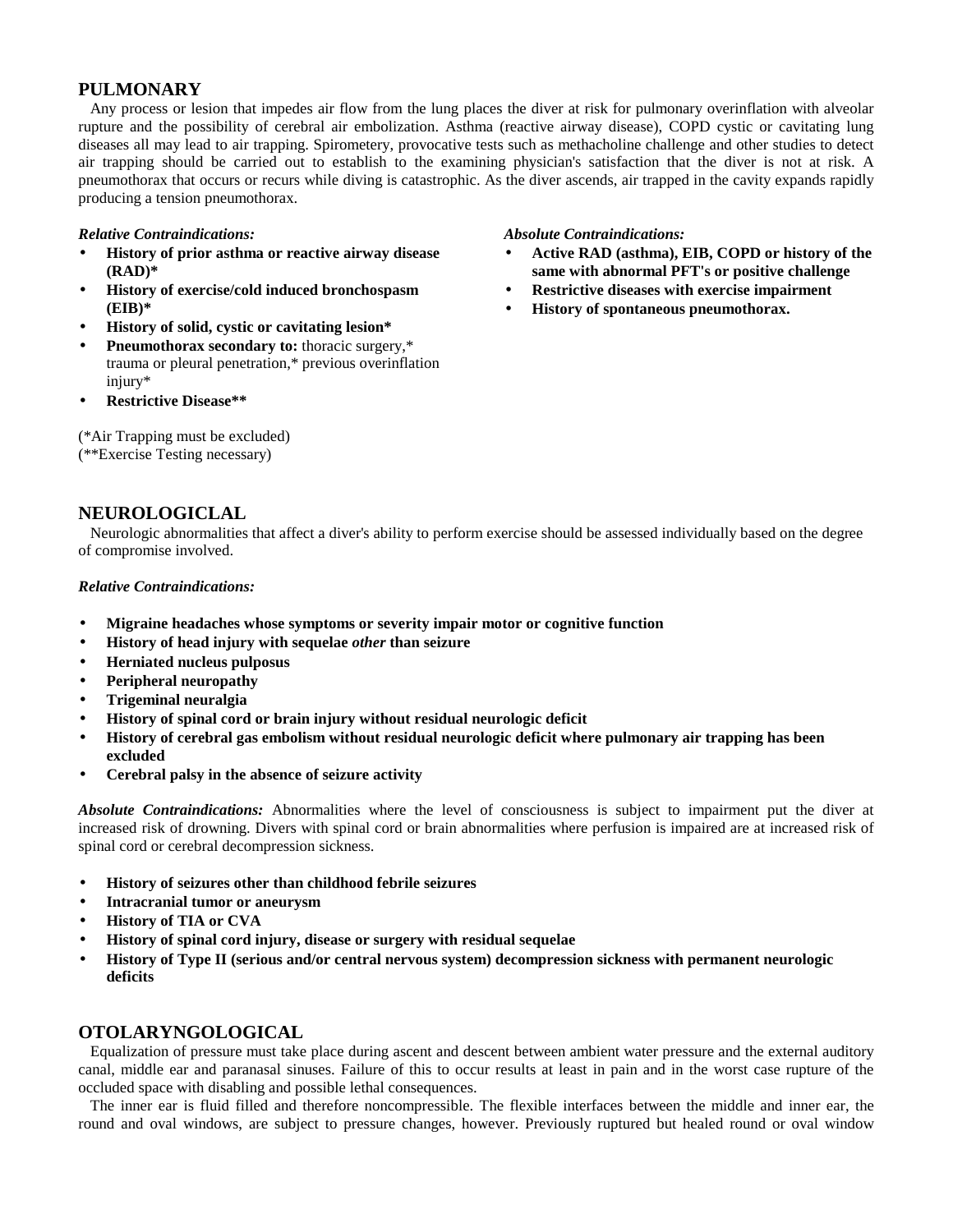## PULMONARY

Any process or lesion that impedes air flow from the lung places the diver at risk for pulmonary overinflation with alveolar rupture and the possibility of cerebral air embolization. Asthma (reactive airway disease), COPD cystic or cavitating lung diseases all may lead to air trapping. Spirometery, provocative tests such as methacholine challenge and other studies to detect air trapping should be carried out to establish to the examining physician's satisfaction that the diver is not at risk. A pneumothorax that occurs or recurs while diving is catastrophic. As the diver ascends, air trapped in the cavity expands rapidly producing a tension pneumothorax.

***Relative Contraindications:***

- **History of prior asthma or reactive airway disease (RAD)***
- **History of exercise/cold induced bronchospasm (EIB)***
- **History of solid, cystic or cavitating lesion***
- **Pneumothorax secondary to:** thoracic surgery,* trauma or pleural penetration,* previous overinflation injury*
- **Restrictive Disease****

(*Air Trapping must be excluded)
(**Exercise Testing necessary)

***Absolute Contraindications:***

- **Active RAD (asthma), EIB, COPD or history of the same with abnormal PFT's or positive challenge**
- **Restrictive diseases with exercise impairment**
- **History of spontaneous pneumothorax.**

## NEUROLOGICLAL

Neurologic abnormalities that affect a diver's ability to perform exercise should be assessed individually based on the degree of compromise involved.

***Relative Contraindications:***

- **Migraine headaches whose symptoms or severity impair motor or cognitive function**
- **History of head injury with sequelae *other* than seizure**
- **Herniated nucleus pulposus**
- **Peripheral neuropathy**
- **Trigeminal neuralgia**
- **History of spinal cord or brain injury without residual neurologic deficit**
- **History of cerebral gas embolism without residual neurologic deficit where pulmonary air trapping has been excluded**
- **Cerebral palsy in the absence of seizure activity**

***Absolute Contraindications:*** Abnormalities where the level of consciousness is subject to impairment put the diver at increased risk of drowning. Divers with spinal cord or brain abnormalities where perfusion is impaired are at increased risk of spinal cord or cerebral decompression sickness.

- **History of seizures other than childhood febrile seizures**
- **Intracranial tumor or aneurysm**
- **History of TIA or CVA**
- **History of spinal cord injury, disease or surgery with residual sequelae**
- **History of Type II (serious and/or central nervous system) decompression sickness with permanent neurologic deficits**

## OTOLARYNGOLOGICAL

Equalization of pressure must take place during ascent and descent between ambient water pressure and the external auditory canal, middle ear and paranasal sinuses. Failure of this to occur results at least in pain and in the worst case rupture of the occluded space with disabling and possible lethal consequences.

The inner ear is fluid filled and therefore noncompressible. The flexible interfaces between the middle and inner ear, the round and oval windows, are subject to pressure changes, however. Previously ruptured but healed round or oval window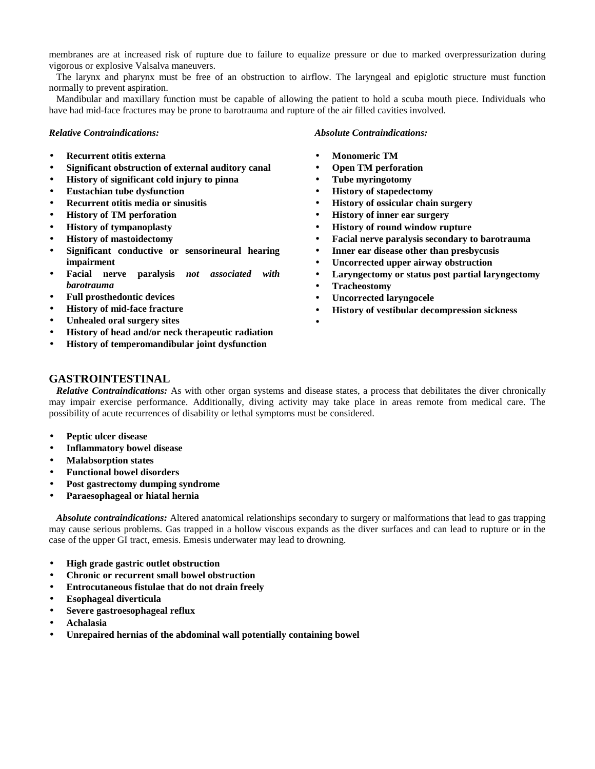membranes are at increased risk of rupture due to failure to equalize pressure or due to marked overpressurization during vigorous or explosive Valsalva maneuvers.

The larynx and pharynx must be free of an obstruction to airflow. The laryngeal and epiglotic structure must function normally to prevent aspiration.

Mandibular and maxillary function must be capable of allowing the patient to hold a scuba mouth piece. Individuals who have had mid-face fractures may be prone to barotrauma and rupture of the air filled cavities involved.

***Relative Contraindications:***

- **Recurrent otitis externa**
- **Significant obstruction of external auditory canal**
- **History of significant cold injury to pinna**
- **Eustachian tube dysfunction**
- **Recurrent otitis media or sinusitis**
- **History of TM perforation**
- **History of tympanoplasty**
- **History of mastoidectomy**
- **Significant conductive or sensorineural hearing impairment**
- **Facial nerve paralysis *not associated with barotrauma***
- **Full prosthedontic devices**
- **History of mid-face fracture**
- **Unhealed oral surgery sites**
- **History of head and/or neck therapeutic radiation**
- **History of temperomandibular joint dysfunction**

***Absolute Contraindications:***

- **Monomeric TM**
- **Open TM perforation**
- **Tube myringotomy**
- **History of stapedectomy**
- **History of ossicular chain surgery**
- **History of inner ear surgery**
- **History of round window rupture**
- **Facial nerve paralysis secondary to barotrauma**
- **Inner ear disease other than presbycusis**
- **Uncorrected upper airway obstruction**
- **Laryngectomy or status post partial laryngectomy**
- **Tracheostomy**
- **Uncorrected laryngocele**
- **History of vestibular decompression sickness**

## GASTROINTESTINAL

***Relative Contraindications:*** As with other organ systems and disease states, a process that debilitates the diver chronically may impair exercise performance. Additionally, diving activity may take place in areas remote from medical care. The possibility of acute recurrences of disability or lethal symptoms must be considered.

- **Peptic ulcer disease**
- **Inflammatory bowel disease**
- **Malabsorption states**
- **Functional bowel disorders**
- **Post gastrectomy dumping syndrome**
- **Paraesophageal or hiatal hernia**

***Absolute contraindications:*** Altered anatomical relationships secondary to surgery or malformations that lead to gas trapping may cause serious problems. Gas trapped in a hollow viscous expands as the diver surfaces and can lead to rupture or in the case of the upper GI tract, emesis. Emesis underwater may lead to drowning.

- **High grade gastric outlet obstruction**
- **Chronic or recurrent small bowel obstruction**
- **Entrocutaneous fistulae that do not drain freely**
- **Esophageal diverticula**
- **Severe gastroesophageal reflux**
- **Achalasia**
- **Unrepaired hernias of the abdominal wall potentially containing bowel**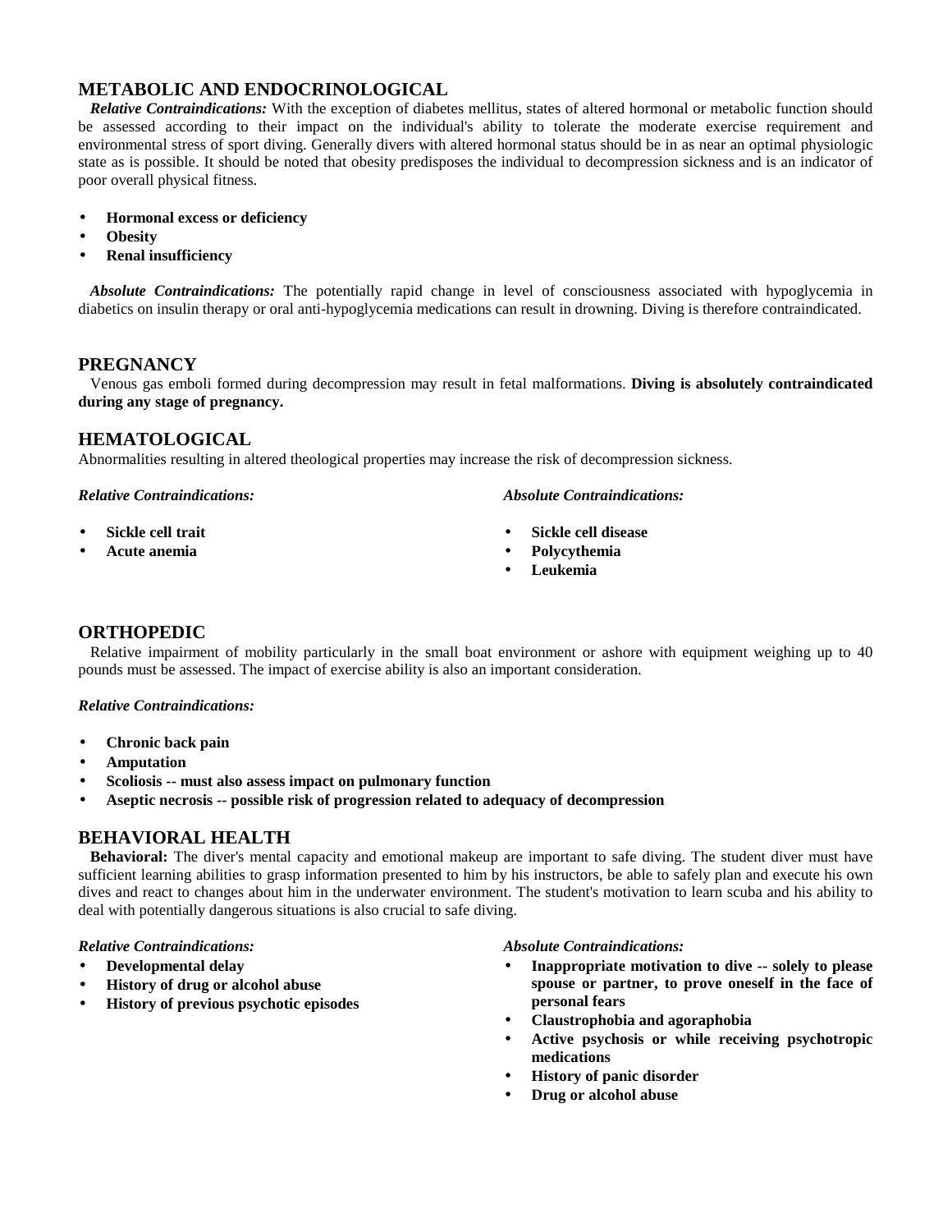## METABOLIC AND ENDOCRINOLOGICAL

***Relative Contraindications:*** With the exception of diabetes mellitus, states of altered hormonal or metabolic function should be assessed according to their impact on the individual's ability to tolerate the moderate exercise requirement and environmental stress of sport diving. Generally divers with altered hormonal status should be in as near an optimal physiologic state as is possible. It should be noted that obesity predisposes the individual to decompression sickness and is an indicator of poor overall physical fitness.

- **Hormonal excess or deficiency**
- **Obesity**
- **Renal insufficiency**

***Absolute Contraindications:*** The potentially rapid change in level of consciousness associated with hypoglycemia in diabetics on insulin therapy or oral anti-hypoglycemia medications can result in drowning. Diving is therefore contraindicated.

## PREGNANCY

Venous gas emboli formed during decompression may result in fetal malformations. **Diving is absolutely contraindicated during any stage of pregnancy.**

## HEMATOLOGICAL

Abnormalities resulting in altered theological properties may increase the risk of decompression sickness.

***Relative Contraindications:***

- **Sickle cell trait**
- **Acute anemia**

***Absolute Contraindications:***

- **Sickle cell disease**
- **Polycythemia**
- **Leukemia**

## ORTHOPEDIC

Relative impairment of mobility particularly in the small boat environment or ashore with equipment weighing up to 40 pounds must be assessed. The impact of exercise ability is also an important consideration.

***Relative Contraindications:***

- **Chronic back pain**
- **Amputation**
- **Scoliosis -- must also assess impact on pulmonary function**
- **Aseptic necrosis -- possible risk of progression related to adequacy of decompression**

## BEHAVIORAL HEALTH

**Behavioral:** The diver's mental capacity and emotional makeup are important to safe diving. The student diver must have sufficient learning abilities to grasp information presented to him by his instructors, be able to safely plan and execute his own dives and react to changes about him in the underwater environment. The student's motivation to learn scuba and his ability to deal with potentially dangerous situations is also crucial to safe diving.

***Relative Contraindications:***

- **Developmental delay**
- **History of drug or alcohol abuse**
- **History of previous psychotic episodes**

***Absolute Contraindications:***

- **Inappropriate motivation to dive -- solely to please spouse or partner, to prove oneself in the face of personal fears**
- **Claustrophobia and agoraphobia**
- **Active psychosis or while receiving psychotropic medications**
- **History of panic disorder**
- **Drug or alcohol abuse**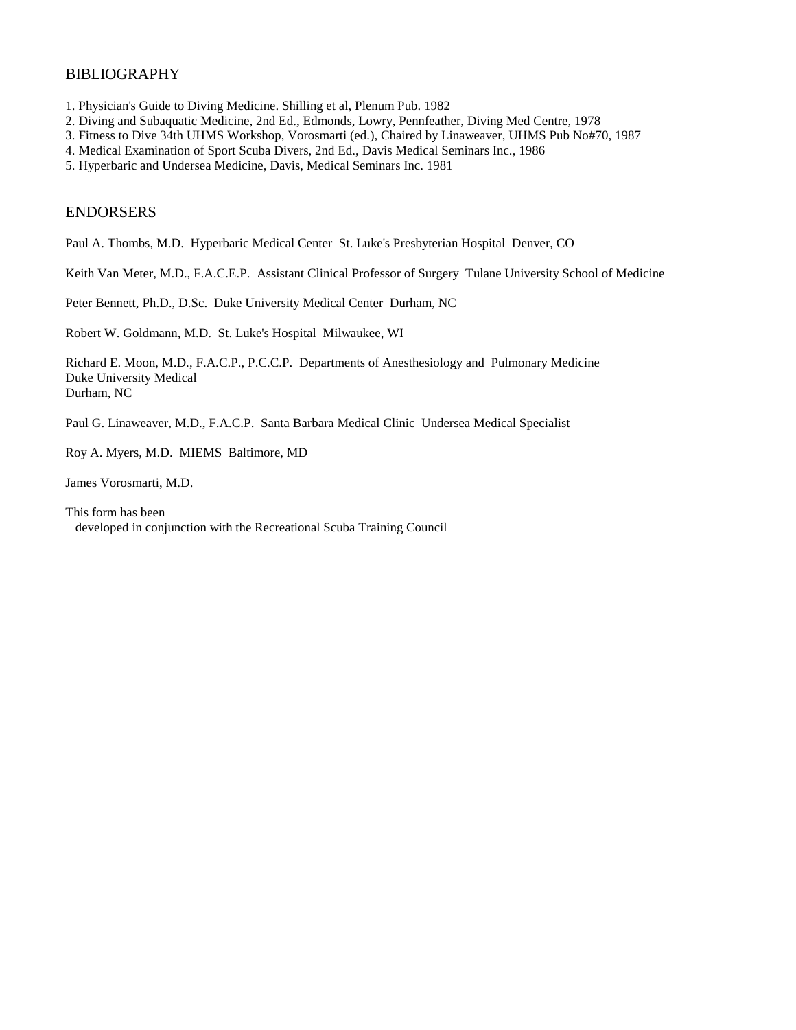## BIBLIOGRAPHY

1. Physician's Guide to Diving Medicine. Shilling et al, Plenum Pub. 1982
2. Diving and Subaquatic Medicine, 2nd Ed., Edmonds, Lowry, Pennfeather, Diving Med Centre, 1978
3. Fitness to Dive 34th UHMS Workshop, Vorosmarti (ed.), Chaired by Linaweaver, UHMS Pub No#70, 1987
4. Medical Examination of Sport Scuba Divers, 2nd Ed., Davis Medical Seminars Inc., 1986
5. Hyperbaric and Undersea Medicine, Davis, Medical Seminars Inc. 1981

## ENDORSERS

Paul A. Thombs, M.D. Hyperbaric Medical Center St. Luke's Presbyterian Hospital Denver, CO

Keith Van Meter, M.D., F.A.C.E.P. Assistant Clinical Professor of Surgery Tulane University School of Medicine

Peter Bennett, Ph.D., D.Sc. Duke University Medical Center Durham, NC

Robert W. Goldmann, M.D. St. Luke's Hospital Milwaukee, WI

Richard E. Moon, M.D., F.A.C.P., P.C.C.P. Departments of Anesthesiology and Pulmonary Medicine
Duke University Medical
Durham, NC

Paul G. Linaweaver, M.D., F.A.C.P. Santa Barbara Medical Clinic Undersea Medical Specialist

Roy A. Myers, M.D. MIEMS Baltimore, MD

James Vorosmarti, M.D.

This form has been developed in conjunction with the Recreational Scuba Training Council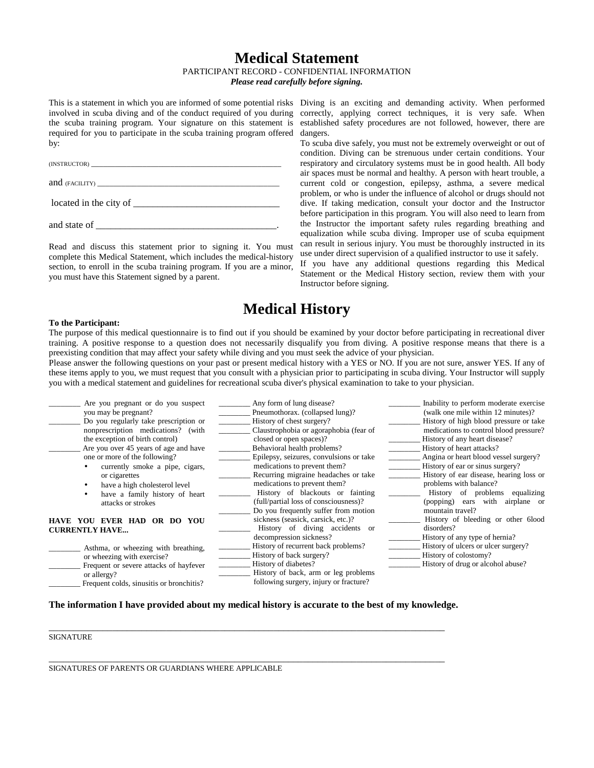# Medical Statement

PARTICIPANT RECORD - CONFIDENTIAL INFORMATION

***Please read carefully before signing.***

This is a statement in which you are informed of some potential risks involved in scuba diving and of the conduct required of you during the scuba training program. Your signature on this statement is required for you to participate in the scuba training program offered by:

(INSTRUCTOR) ______________________________________________

and (FACILITY) ________________________________________

located in the city of ______________________________

and state of ______________________________________.

Read and discuss this statement prior to signing it. You must complete this Medical Statement, which includes the medical-history section, to enroll in the scuba training program. If you are a minor, you must have this Statement signed by a parent.

Diving is an exciting and demanding activity. When performed correctly, applying correct techniques, it is very safe. When established safety procedures are not followed, however, there are dangers.

To scuba dive safely, you must not be extremely overweight or out of condition. Diving can be strenuous under certain conditions. Your respiratory and circulatory systems must be in good health. All body air spaces must be normal and healthy. A person with heart trouble, a current cold or congestion, epilepsy, asthma, a severe medical problem, or who is under the influence of alcohol or drugs should not dive. If taking medication, consult your doctor and the Instructor before participation in this program. You will also need to learn from the Instructor the important safety rules regarding breathing and equalization while scuba diving. Improper use of scuba equipment can result in serious injury. You must be thoroughly instructed in its use under direct supervision of a qualified instructor to use it safely.

If you have any additional questions regarding this Medical Statement or the Medical History section, review them with your Instructor before signing.

# Medical History

**To the Participant:**

The purpose of this medical questionnaire is to find out if you should be examined by your doctor before participating in recreational diver training. A positive response to a question does not necessarily disqualify you from diving. A positive response means that there is a preexisting condition that may affect your safety while diving and you must seek the advice of your physician.

Please answer the following questions on your past or present medical history with a YES or NO. If you are not sure, answer YES. If any of these items apply to you, we must request that you consult with a physician prior to participating in scuba diving. Your Instructor will supply you with a medical statement and guidelines for recreational scuba diver's physical examination to take to your physician.

________ Are you pregnant or do you suspect you may be pregnant?

________ Do you regularly take prescription or nonprescription medications? (with the exception of birth control)

________ Are you over 45 years of age and have one or more of the following?

- currently smoke a pipe, cigars, or cigarettes
- have a high cholesterol level
- have a family history of heart attacks or strokes

**HAVE YOU EVER HAD OR DO YOU CURRENTLY HAVE...**

________ Asthma, or wheezing with breathing, or wheezing with exercise?

________ Frequent or severe attacks of hayfever or allergy?

________ Frequent colds, sinusitis or bronchitis?

________ Any form of lung disease?

________ Pneumothorax. (collapsed lung)?

________ History of chest surgery?

________ Claustrophobia or agoraphobia (fear of closed or open spaces)?

________ Behavioral health problems?

________ Epilepsy, seizures, convulsions or take medications to prevent them?

________ Recurring migraine headaches or take medications to prevent them?

________ History of blackouts or fainting (full/partial loss of consciousness)?

________ Do you frequently suffer from motion sickness (seasick, carsick, etc.)?

________ History of diving accidents or decompression sickness?

________ History of recurrent back problems?

________ History of back surgery?

________ History of diabetes?

________ History of back, arm or leg problems following surgery, injury or fracture?

________ Inability to perform moderate exercise (walk one mile within 12 minutes)?

________ History of high blood pressure or take medications to control blood pressure?

________ History of any heart disease?

________ History of heart attacks?

________ Angina or heart blood vessel surgery?

________ History of ear or sinus surgery?

________ History of ear disease, hearing loss or problems with balance?

________ History of problems equalizing (popping) ears with airplane or mountain travel?

________ History of bleeding or other 6lood disorders?

________ History of any type of hernia?

________ History of ulcers or ulcer surgery?

________ History of colostomy?

________ History of drug or alcohol abuse?

**The information I have provided about my medical history is accurate to the best of my knowledge.**

________________________________________________________________________________

SIGNATURE

________________________________________________________________________________

SIGNATURES OF PARENTS OR GUARDIANS WHERE APPLICABLE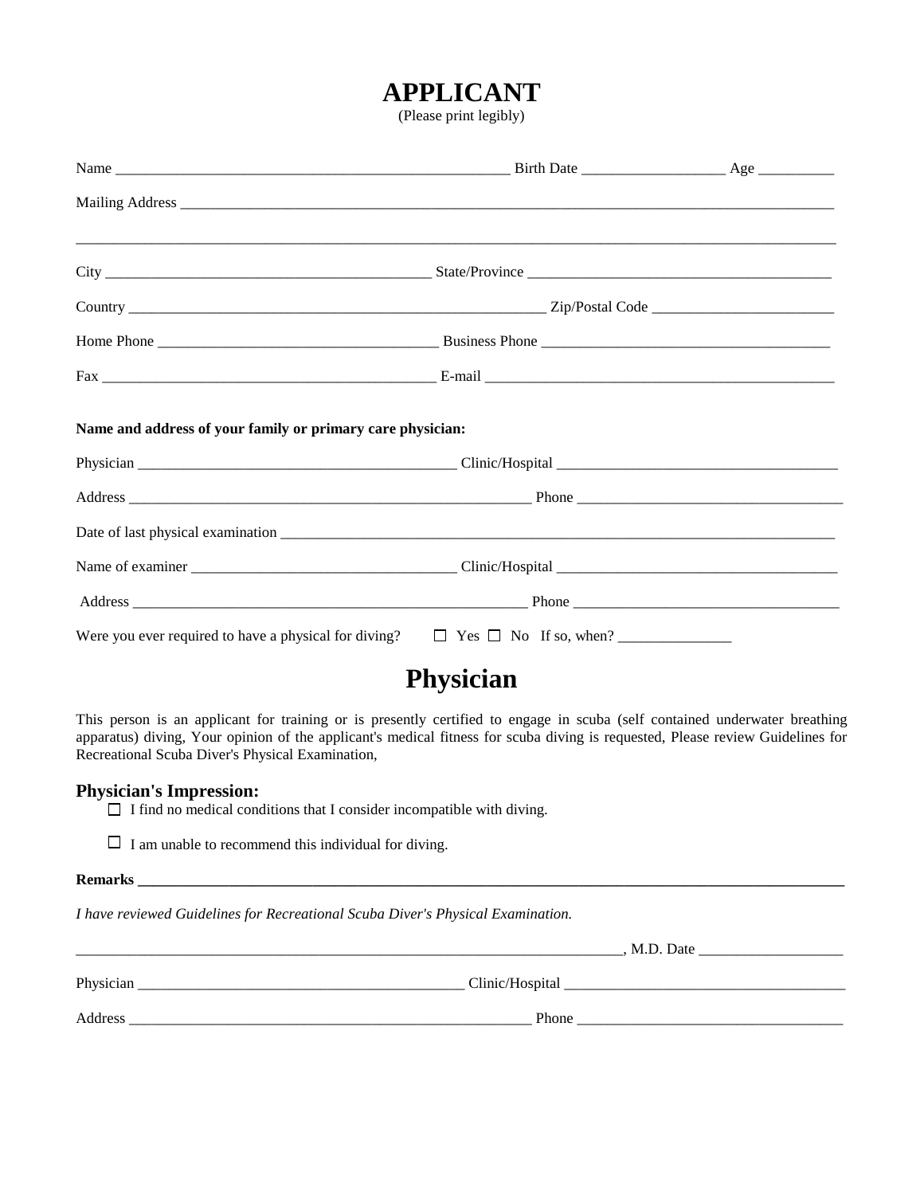# APPLICANT

(Please print legibly)

Name ______________________________________________________ Birth Date ___________________ Age __________

Mailing Address ________________________________________________________________________________________

_____________________________________________________________________________________________________

City ____________________________________________ State/Province _________________________________________

Country _______________________________________________________ Zip/Postal Code ________________________

Home Phone _______________________________________ Business Phone _________________________________________

Fax ____________________________________________ E-mail ________________________________________________

**Name and address of your family or primary care physician:**

Physician __________________________________________ Clinic/Hospital ____________________________________

Address _______________________________________________________ Phone ___________________________________

Date of last physical examination _______________________________________________________________________

Name of examiner ___________________________________ Clinic/Hospital _____________________________________

Address _______________________________________________________ Phone ___________________________________

Were you ever required to have a physical for diving? ☐ Yes ☐ No If so, when? _______________

# Physician

This person is an applicant for training or is presently certified to engage in scuba (self contained underwater breathing apparatus) diving, Your opinion of the applicant's medical fitness for scuba diving is requested, Please review Guidelines for Recreational Scuba Diver's Physical Examination,

### Physician's Impression:

☐ I find no medical conditions that I consider incompatible with diving.

☐ I am unable to recommend this individual for diving.

**Remarks ___________________________________________________________________________________________**

*I have reviewed Guidelines for Recreational Scuba Diver's Physical Examination.*

___________________________________________________________________________, M.D. Date ___________________

Physician ___________________________________________ Clinic/Hospital _____________________________________

Address _______________________________________________________ Phone ___________________________________